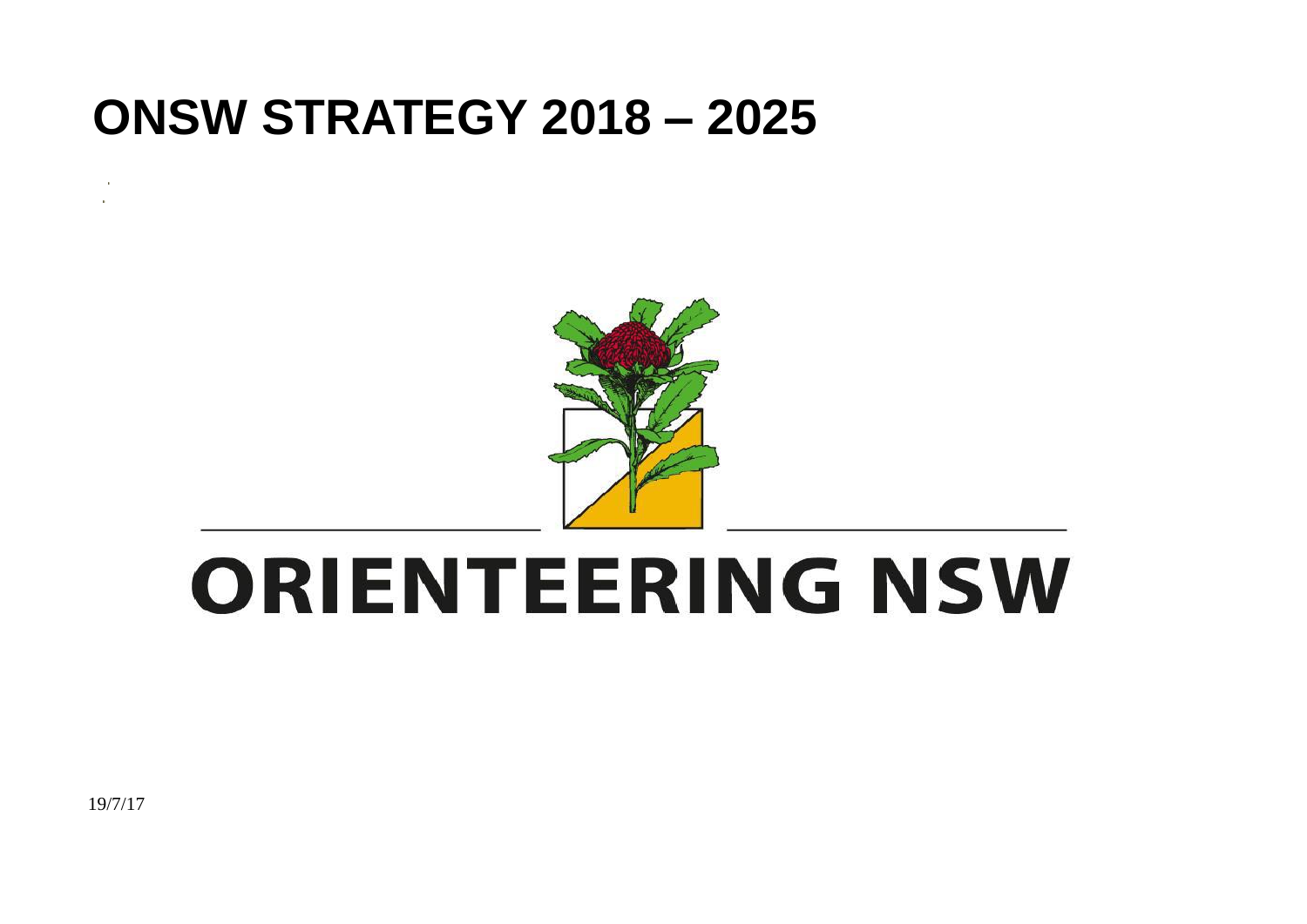# ONSW STRATEGY 2018 – 2025

ORIENTEERING NSW

19/7/17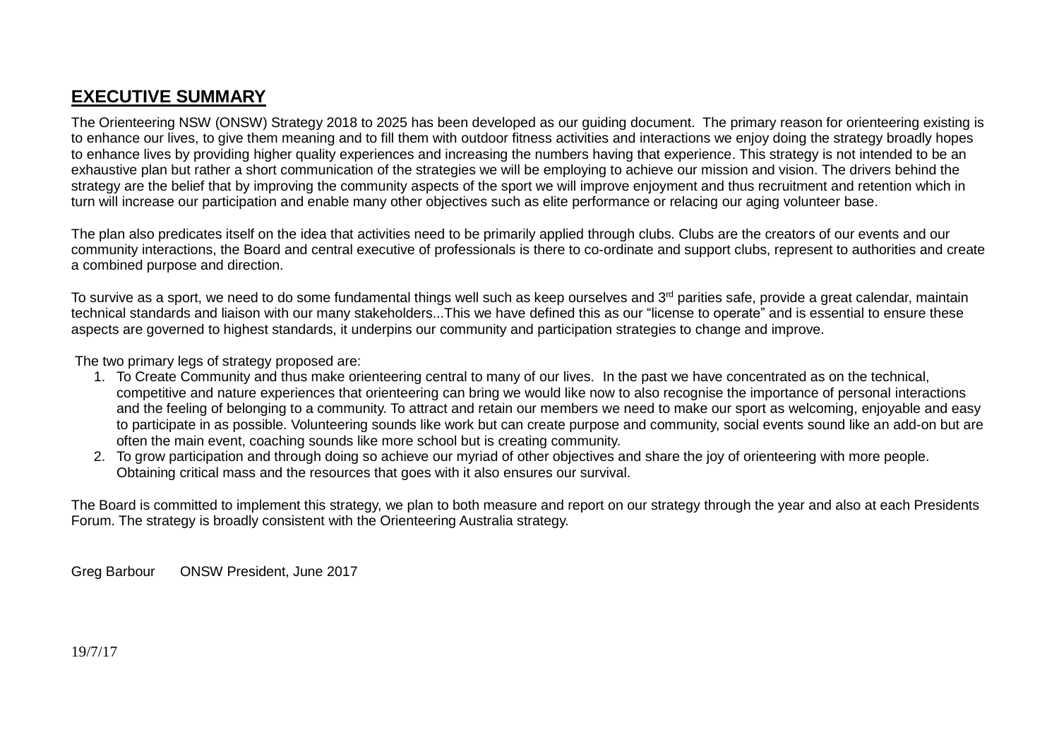## EXECUTIVE SUMMARY

The Orienteering NSW (ONSW) Strategy 2018 to 2025 has been developed as our guiding document. The primary reason for orienteering existing is to enhance our lives, to give them meaning and to fill them with outdoor fitness activities and interactions we enjoy doing the strategy broadly hopes to enhance lives by providing higher quality experiences and increasing the numbers having that experience. This strategy is not intended to be an exhaustive plan but rather a short communication of the strategies we will be employing to achieve our mission and vision. The drivers behind the strategy are the belief that by improving the community aspects of the sport we will improve enjoyment and thus recruitment and retention which in turn will increase our participation and enable many other objectives such as elite performance or relacing our aging volunteer base.

The plan also predicates itself on the idea that activities need to be primarily applied through clubs. Clubs are the creators of our events and our community interactions, the Board and central executive of professionals is there to co-ordinate and support clubs, represent to authorities and create a combined purpose and direction.

To survive as a sport, we need to do some fundamental things well such as keep ourselves and 3rd parities safe, provide a great calendar, maintain technical standards and liaison with our many stakeholders...This we have defined this as our “license to operate” and is essential to ensure these aspects are governed to highest standards, it underpins our community and participation strategies to change and improve.

The two primary legs of strategy proposed are:

1. To Create Community and thus make orienteering central to many of our lives. In the past we have concentrated as on the technical, competitive and nature experiences that orienteering can bring we would like now to also recognise the importance of personal interactions and the feeling of belonging to a community. To attract and retain our members we need to make our sport as welcoming, enjoyable and easy to participate in as possible. Volunteering sounds like work but can create purpose and community, social events sound like an add-on but are often the main event, coaching sounds like more school but is creating community.
2. To grow participation and through doing so achieve our myriad of other objectives and share the joy of orienteering with more people. Obtaining critical mass and the resources that goes with it also ensures our survival.

The Board is committed to implement this strategy, we plan to both measure and report on our strategy through the year and also at each Presidents Forum. The strategy is broadly consistent with the Orienteering Australia strategy.

Greg Barbour ONSW President, June 2017

19/7/17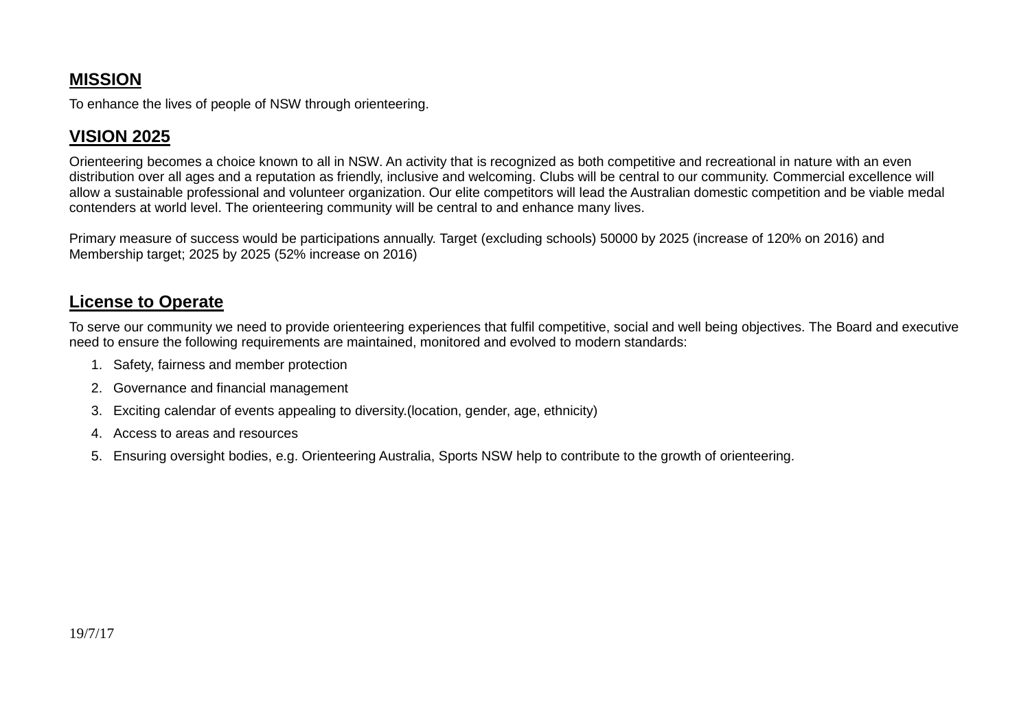## MISSION

To enhance the lives of people of NSW through orienteering.

## VISION 2025

Orienteering becomes a choice known to all in NSW. An activity that is recognized as both competitive and recreational in nature with an even distribution over all ages and a reputation as friendly, inclusive and welcoming. Clubs will be central to our community. Commercial excellence will allow a sustainable professional and volunteer organization. Our elite competitors will lead the Australian domestic competition and be viable medal contenders at world level. The orienteering community will be central to and enhance many lives.

Primary measure of success would be participations annually. Target (excluding schools) 50000 by 2025 (increase of 120% on 2016) and Membership target; 2025 by 2025 (52% increase on 2016)

## License to Operate

To serve our community we need to provide orienteering experiences that fulfil competitive, social and well being objectives. The Board and executive need to ensure the following requirements are maintained, monitored and evolved to modern standards:

1. Safety, fairness and member protection
2. Governance and financial management
3. Exciting calendar of events appealing to diversity.(location, gender, age, ethnicity)
4. Access to areas and resources
5. Ensuring oversight bodies, e.g. Orienteering Australia, Sports NSW help to contribute to the growth of orienteering.

19/7/17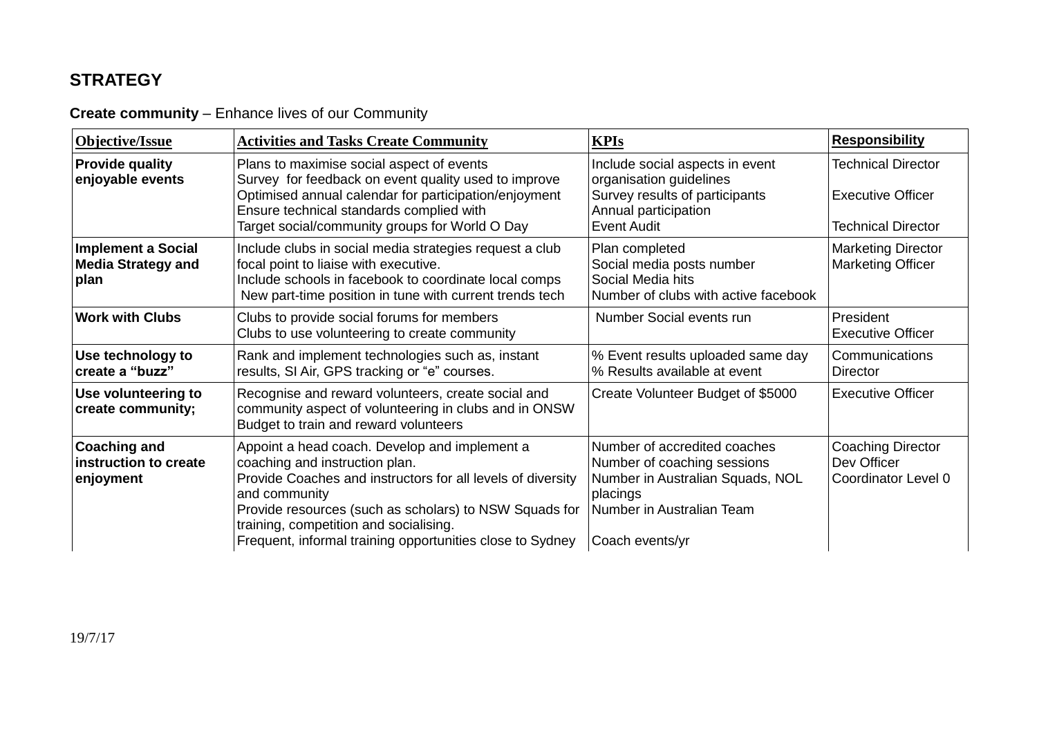## STRATEGY

**Create community** – Enhance lives of our Community

| Objective/Issue | Activities and Tasks Create Community | KPIs | Responsibility |
|---|---|---|---|
| **Provide quality enjoyable events** | Plans to maximise social aspect of events<br>Survey for feedback on event quality used to improve<br>Optimised annual calendar for participation/enjoyment<br>Ensure technical standards complied with<br>Target social/community groups for World O Day | Include social aspects in event organisation guidelines<br>Survey results of participants<br>Annual participation<br>Event Audit | Technical Director<br><br>Executive Officer<br><br>Technical Director |
| **Implement a Social Media Strategy and plan** | Include clubs in social media strategies request a club focal point to liaise with executive.<br>Include schools in facebook to coordinate local comps<br>New part-time position in tune with current trends tech | Plan completed<br>Social media posts number<br>Social Media hits<br>Number of clubs with active facebook | Marketing Director<br>Marketing Officer |
| **Work with Clubs** | Clubs to provide social forums for members<br>Clubs to use volunteering to create community | Number Social events run | President<br>Executive Officer |
| **Use technology to create a "buzz"** | Rank and implement technologies such as, instant results, SI Air, GPS tracking or "e" courses. | % Event results uploaded same day<br>% Results available at event | Communications Director |
| **Use volunteering to create community;** | Recognise and reward volunteers, create social and community aspect of volunteering in clubs and in ONSW<br>Budget to train and reward volunteers | Create Volunteer Budget of $5000 | Executive Officer |
| **Coaching and instruction to create enjoyment** | Appoint a head coach. Develop and implement a coaching and instruction plan.<br>Provide Coaches and instructors for all levels of diversity and community<br>Provide resources (such as scholars) to NSW Squads for training, competition and socialising.<br>Frequent, informal training opportunities close to Sydney | Number of accredited coaches<br>Number of coaching sessions<br>Number in Australian Squads, NOL placings<br>Number in Australian Team<br><br>Coach events/yr | Coaching Director<br>Dev Officer<br>Coordinator Level 0 |

19/7/17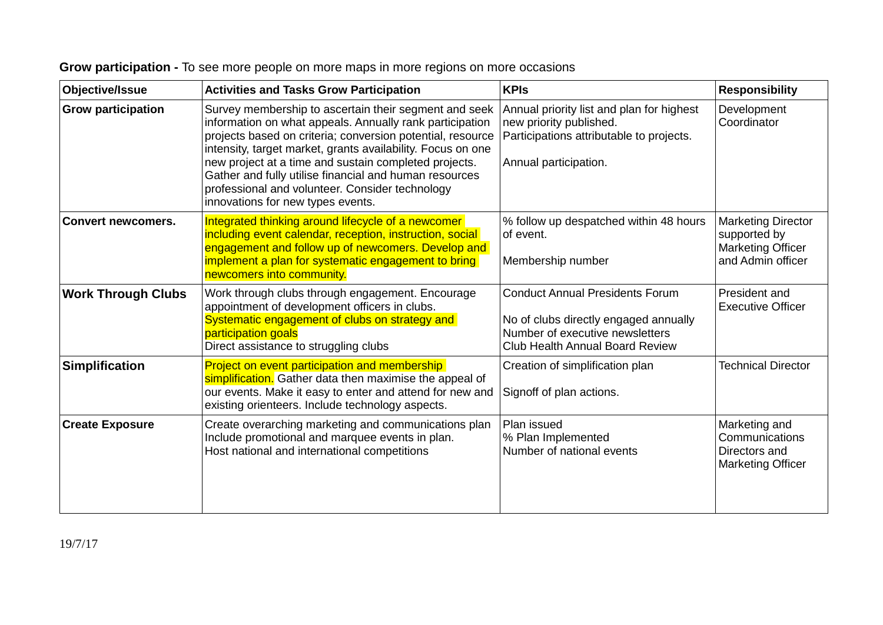**Grow participation -** To see more people on more maps in more regions on more occasions

| Objective/Issue | Activities and Tasks Grow Participation | KPIs | Responsibility |
|---|---|---|---|
| **Grow participation** | Survey membership to ascertain their segment and seek information on what appeals. Annually rank participation projects based on criteria; conversion potential, resource intensity, target market, grants availability. Focus on one new project at a time and sustain completed projects. Gather and fully utilise financial and human resources professional and volunteer. Consider technology innovations for new types events. | Annual priority list and plan for highest new priority published. Participations attributable to projects.<br><br>Annual participation. | Development Coordinator |
| **Convert newcomers.** | Integrated thinking around lifecycle of a newcomer including event calendar, reception, instruction, social engagement and follow up of newcomers. Develop and implement a plan for systematic engagement to bring newcomers into community. | % follow up despatched within 48 hours of event.<br><br>Membership number | Marketing Director supported by Marketing Officer and Admin officer |
| **Work Through Clubs** | Work through clubs through engagement. Encourage appointment of development officers in clubs.<br>Systematic engagement of clubs on strategy and participation goals<br>Direct assistance to struggling clubs | Conduct Annual Presidents Forum<br><br>No of clubs directly engaged annually<br>Number of executive newsletters<br>Club Health Annual Board Review | President and Executive Officer |
| **Simplification** | Project on event participation and membership simplification. Gather data then maximise the appeal of our events. Make it easy to enter and attend for new and existing orienteers. Include technology aspects. | Creation of simplification plan<br><br>Signoff of plan actions. | Technical Director |
| **Create Exposure** | Create overarching marketing and communications plan<br>Include promotional and marquee events in plan.<br>Host national and international competitions | Plan issued<br>% Plan Implemented<br>Number of national events | Marketing and Communications Directors and Marketing Officer |

19/7/17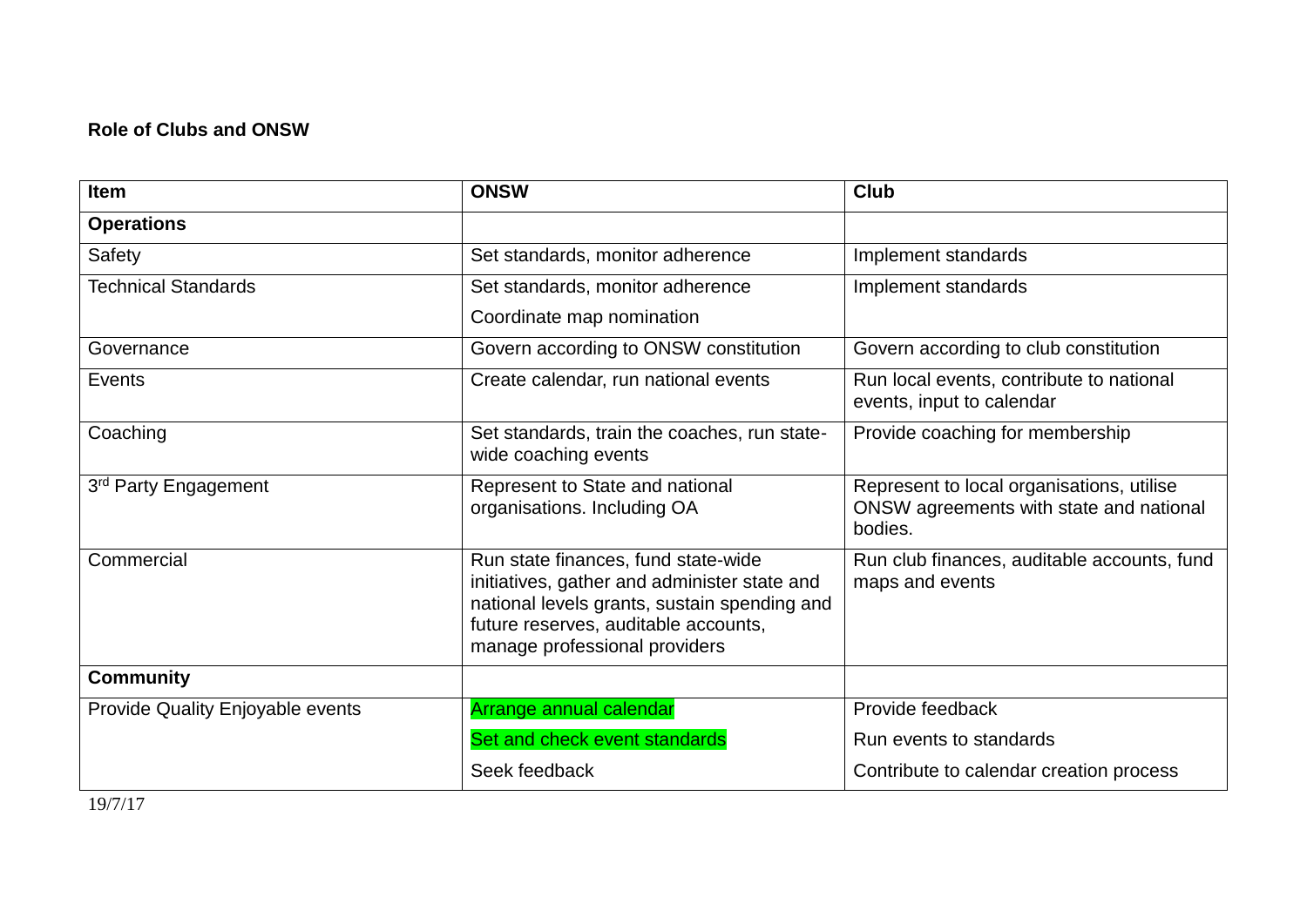**Role of Clubs and ONSW**

| Item | ONSW | Club |
|---|---|---|
| **Operations** | | |
| Safety | Set standards, monitor adherence | Implement standards |
| Technical Standards | Set standards, monitor adherence<br>Coordinate map nomination | Implement standards |
| Governance | Govern according to ONSW constitution | Govern according to club constitution |
| Events | Create calendar, run national events | Run local events, contribute to national events, input to calendar |
| Coaching | Set standards, train the coaches, run state-wide coaching events | Provide coaching for membership |
| 3rd Party Engagement | Represent to State and national organisations. Including OA | Represent to local organisations, utilise ONSW agreements with state and national bodies. |
| Commercial | Run state finances, fund state-wide initiatives, gather and administer state and national levels grants, sustain spending and future reserves, auditable accounts, manage professional providers | Run club finances, auditable accounts, fund maps and events |
| **Community** | | |
| Provide Quality Enjoyable events | Arrange annual calendar<br>Set and check event standards<br>Seek feedback | Provide feedback<br>Run events to standards<br>Contribute to calendar creation process |

19/7/17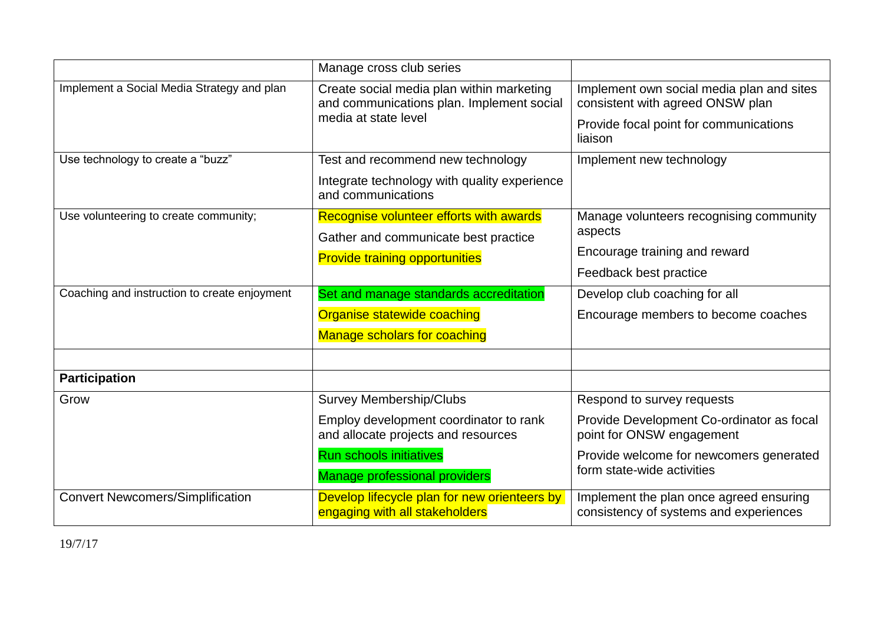| | | |
|---|---|---|
| | Manage cross club series | |
| Implement a Social Media Strategy and plan | Create social media plan within marketing and communications plan. Implement social media at state level | Implement own social media plan and sites consistent with agreed ONSW plan<br>Provide focal point for communications liaison |
| Use technology to create a "buzz" | Test and recommend new technology<br>Integrate technology with quality experience and communications | Implement new technology |
| Use volunteering to create community; | Recognise volunteer efforts with awards<br>Gather and communicate best practice<br>Provide training opportunities | Manage volunteers recognising community aspects<br>Encourage training and reward<br>Feedback best practice |
| Coaching and instruction to create enjoyment | Set and manage standards accreditation<br>Organise statewide coaching<br>Manage scholars for coaching | Develop club coaching for all<br>Encourage members to become coaches |
| | | |
| **Participation** | | |
| Grow | Survey Membership/Clubs<br>Employ development coordinator to rank and allocate projects and resources<br>Run schools initiatives<br>Manage professional providers | Respond to survey requests<br>Provide Development Co-ordinator as focal point for ONSW engagement<br>Provide welcome for newcomers generated form state-wide activities |
| Convert Newcomers/Simplification | Develop lifecycle plan for new orienteers by engaging with all stakeholders | Implement the plan once agreed ensuring consistency of systems and experiences |

19/7/17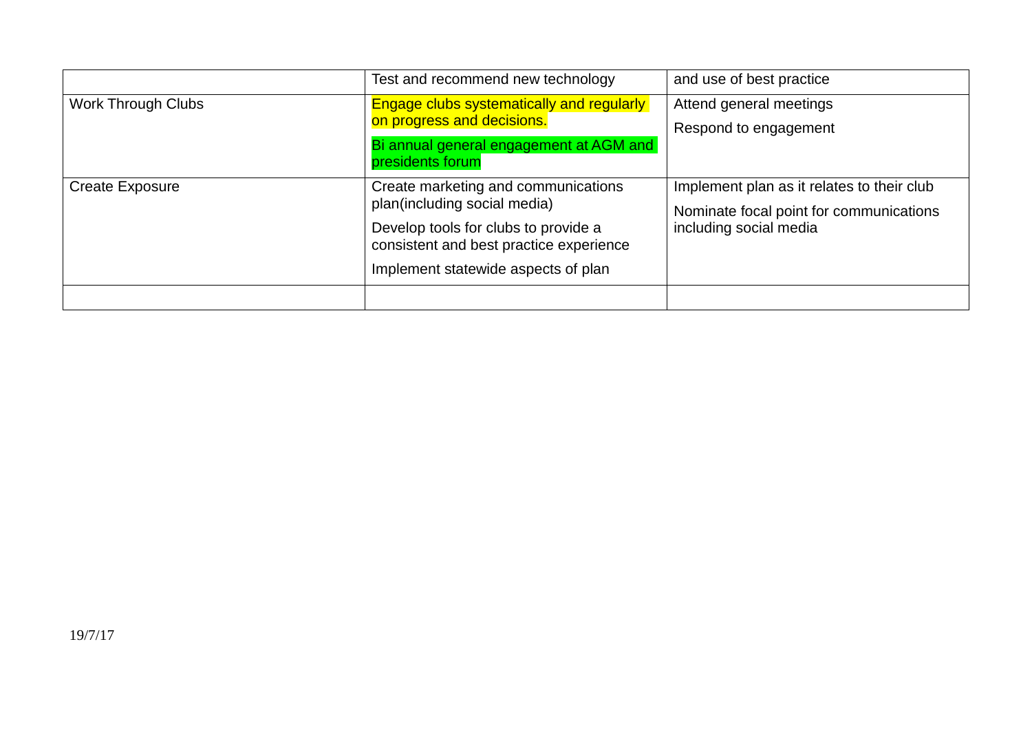| | | |
|---|---|---|
| | Test and recommend new technology | and use of best practice |
| Work Through Clubs | Engage clubs systematically and regularly on progress and decisions.<br>Bi annual general engagement at AGM and presidents forum | Attend general meetings<br>Respond to engagement |
| Create Exposure | Create marketing and communications plan(including social media)<br>Develop tools for clubs to provide a consistent and best practice experience<br>Implement statewide aspects of plan | Implement plan as it relates to their club<br>Nominate focal point for communications including social media |
| | | |

19/7/17